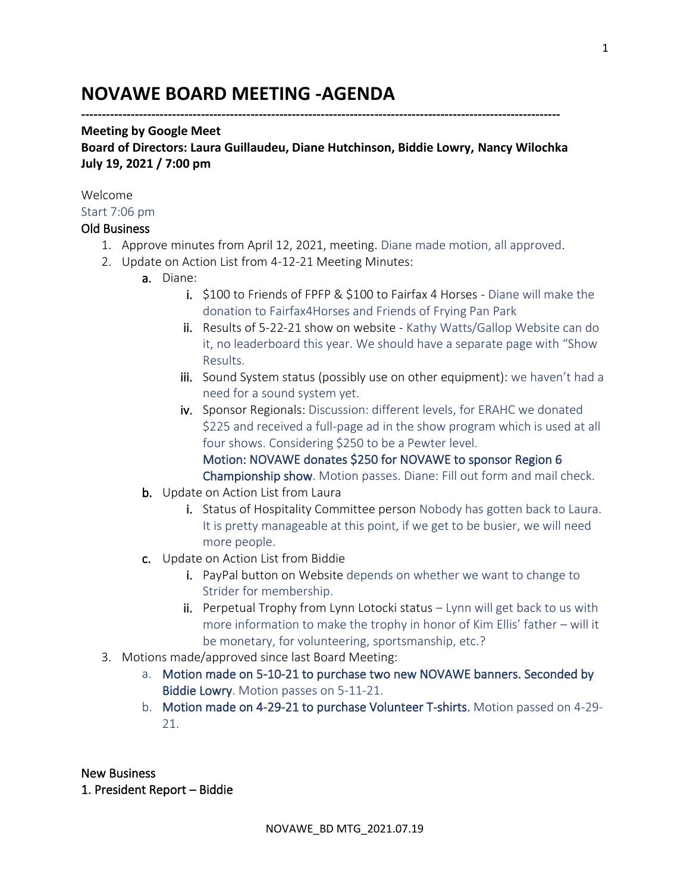# NOVAWE BOARD MEETING -AGENDA

---

**Meeting by Google Meet**
**Board of Directors: Laura Guillaudeu, Diane Hutchinson, Biddie Lowry, Nancy Wilochka**
**July 19, 2021 / 7:00 pm**

Welcome

Start 7:06 pm

Old Business

1. Approve minutes from April 12, 2021, meeting. Diane made motion, all approved.
2. Update on Action List from 4-12-21 Meeting Minutes:
   a. Diane:
      i. $100 to Friends of FPFP & $100 to Fairfax 4 Horses - Diane will make the donation to Fairfax4Horses and Friends of Frying Pan Park
      ii. Results of 5-22-21 show on website - Kathy Watts/Gallop Website can do it, no leaderboard this year. We should have a separate page with "Show Results.
      iii. Sound System status (possibly use on other equipment): we haven't had a need for a sound system yet.
      iv. Sponsor Regionals: Discussion: different levels, for ERAHC we donated $225 and received a full-page ad in the show program which is used at all four shows. Considering $250 to be a Pewter level.
      Motion: NOVAWE donates $250 for NOVAWE to sponsor Region 6 Championship show. Motion passes. Diane: Fill out form and mail check.
   b. Update on Action List from Laura
      i. Status of Hospitality Committee person Nobody has gotten back to Laura. It is pretty manageable at this point, if we get to be busier, we will need more people.
   c. Update on Action List from Biddie
      i. PayPal button on Website depends on whether we want to change to Strider for membership.
      ii. Perpetual Trophy from Lynn Lotocki status – Lynn will get back to us with more information to make the trophy in honor of Kim Ellis' father – will it be monetary, for volunteering, sportsmanship, etc.?
3. Motions made/approved since last Board Meeting:
   a. Motion made on 5-10-21 to purchase two new NOVAWE banners. Seconded by Biddie Lowry. Motion passes on 5-11-21.
   b. Motion made on 4-29-21 to purchase Volunteer T-shirts. Motion passed on 4-29-21.

New Business

1. President Report – Biddie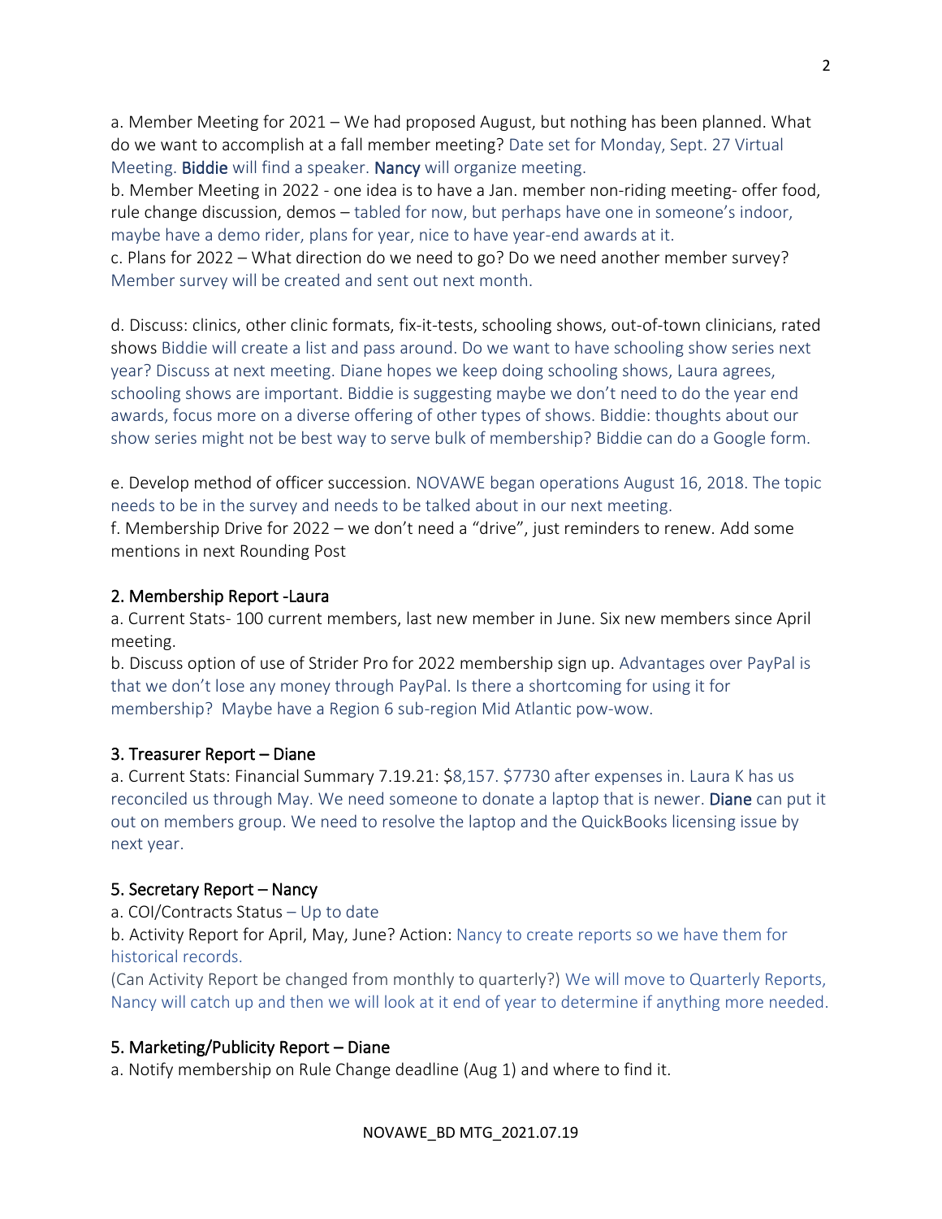a. Member Meeting for 2021 – We had proposed August, but nothing has been planned. What do we want to accomplish at a fall member meeting? Date set for Monday, Sept. 27 Virtual Meeting. Biddie will find a speaker. Nancy will organize meeting.

b. Member Meeting in 2022 - one idea is to have a Jan. member non-riding meeting- offer food, rule change discussion, demos – tabled for now, but perhaps have one in someone's indoor, maybe have a demo rider, plans for year, nice to have year-end awards at it.

c. Plans for 2022 – What direction do we need to go? Do we need another member survey? Member survey will be created and sent out next month.

d. Discuss: clinics, other clinic formats, fix-it-tests, schooling shows, out-of-town clinicians, rated shows Biddie will create a list and pass around. Do we want to have schooling show series next year? Discuss at next meeting. Diane hopes we keep doing schooling shows, Laura agrees, schooling shows are important. Biddie is suggesting maybe we don't need to do the year end awards, focus more on a diverse offering of other types of shows. Biddie: thoughts about our show series might not be best way to serve bulk of membership? Biddie can do a Google form.

e. Develop method of officer succession. NOVAWE began operations August 16, 2018. The topic needs to be in the survey and needs to be talked about in our next meeting.

f. Membership Drive for 2022 – we don't need a "drive", just reminders to renew. Add some mentions in next Rounding Post

## 2. Membership Report -Laura

a. Current Stats- 100 current members, last new member in June. Six new members since April meeting.

b. Discuss option of use of Strider Pro for 2022 membership sign up. Advantages over PayPal is that we don't lose any money through PayPal. Is there a shortcoming for using it for membership? Maybe have a Region 6 sub-region Mid Atlantic pow-wow.

## 3. Treasurer Report – Diane

a. Current Stats: Financial Summary 7.19.21: $8,157. $7730 after expenses in. Laura K has us reconciled us through May. We need someone to donate a laptop that is newer. Diane can put it out on members group. We need to resolve the laptop and the QuickBooks licensing issue by next year.

## 5. Secretary Report – Nancy

a. COI/Contracts Status – Up to date

b. Activity Report for April, May, June? Action: Nancy to create reports so we have them for historical records.

(Can Activity Report be changed from monthly to quarterly?) We will move to Quarterly Reports, Nancy will catch up and then we will look at it end of year to determine if anything more needed.

## 5. Marketing/Publicity Report – Diane

a. Notify membership on Rule Change deadline (Aug 1) and where to find it.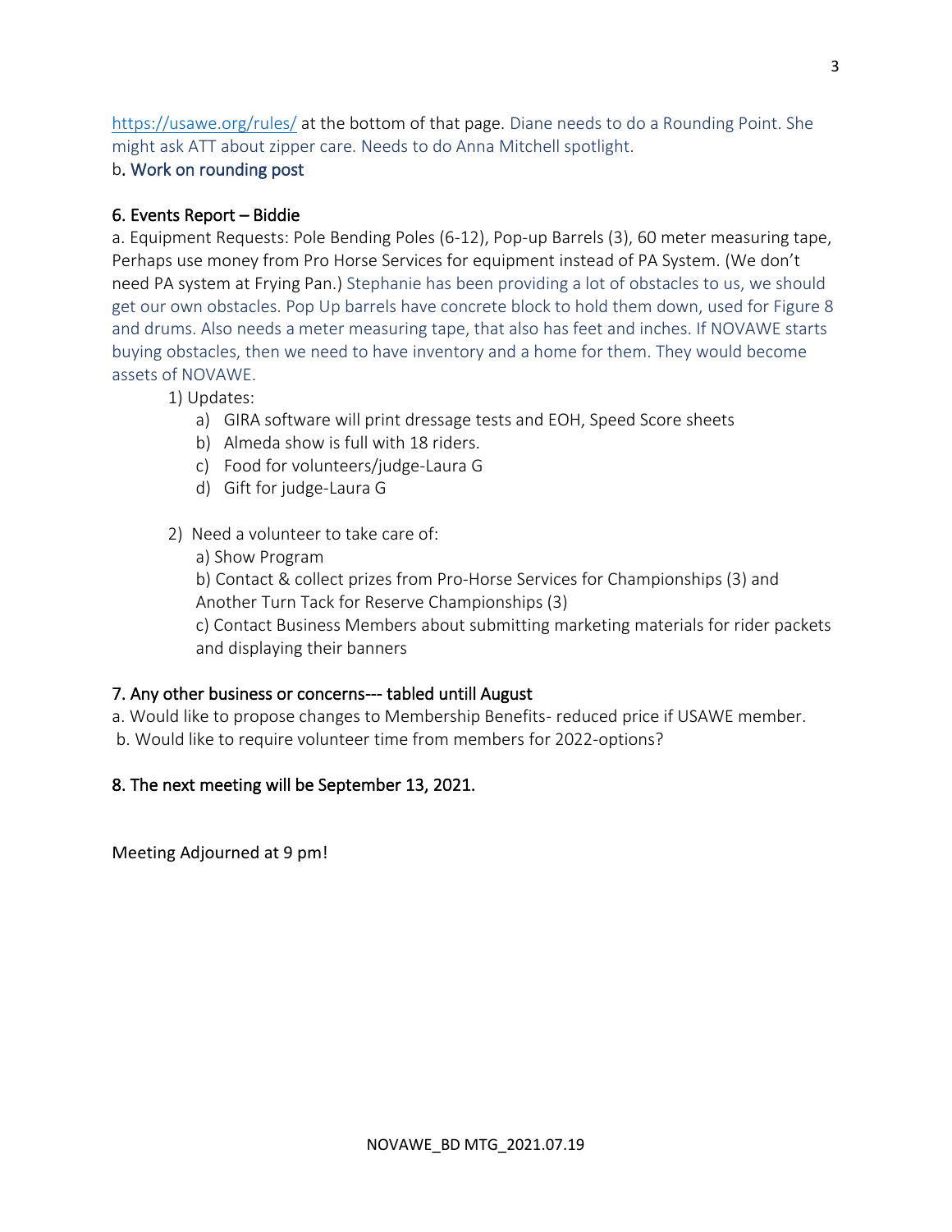https://usawe.org/rules/ at the bottom of that page. Diane needs to do a Rounding Point. She might ask ATT about zipper care. Needs to do Anna Mitchell spotlight.

b. Work on rounding post

6. Events Report – Biddie

a. Equipment Requests: Pole Bending Poles (6-12), Pop-up Barrels (3), 60 meter measuring tape, Perhaps use money from Pro Horse Services for equipment instead of PA System. (We don't need PA system at Frying Pan.) Stephanie has been providing a lot of obstacles to us, we should get our own obstacles. Pop Up barrels have concrete block to hold them down, used for Figure 8 and drums. Also needs a meter measuring tape, that also has feet and inches. If NOVAWE starts buying obstacles, then we need to have inventory and a home for them. They would become assets of NOVAWE.

1) Updates:
   a) GIRA software will print dressage tests and EOH, Speed Score sheets
   b) Almeda show is full with 18 riders.
   c) Food for volunteers/judge-Laura G
   d) Gift for judge-Laura G

2) Need a volunteer to take care of:
   a) Show Program
   b) Contact & collect prizes from Pro-Horse Services for Championships (3) and Another Turn Tack for Reserve Championships (3)
   c) Contact Business Members about submitting marketing materials for rider packets and displaying their banners

7. Any other business or concerns--- tabled untill August

a. Would like to propose changes to Membership Benefits- reduced price if USAWE member.

b. Would like to require volunteer time from members for 2022-options?

8. The next meeting will be September 13, 2021.

Meeting Adjourned at 9 pm!

NOVAWE_BD MTG_2021.07.19